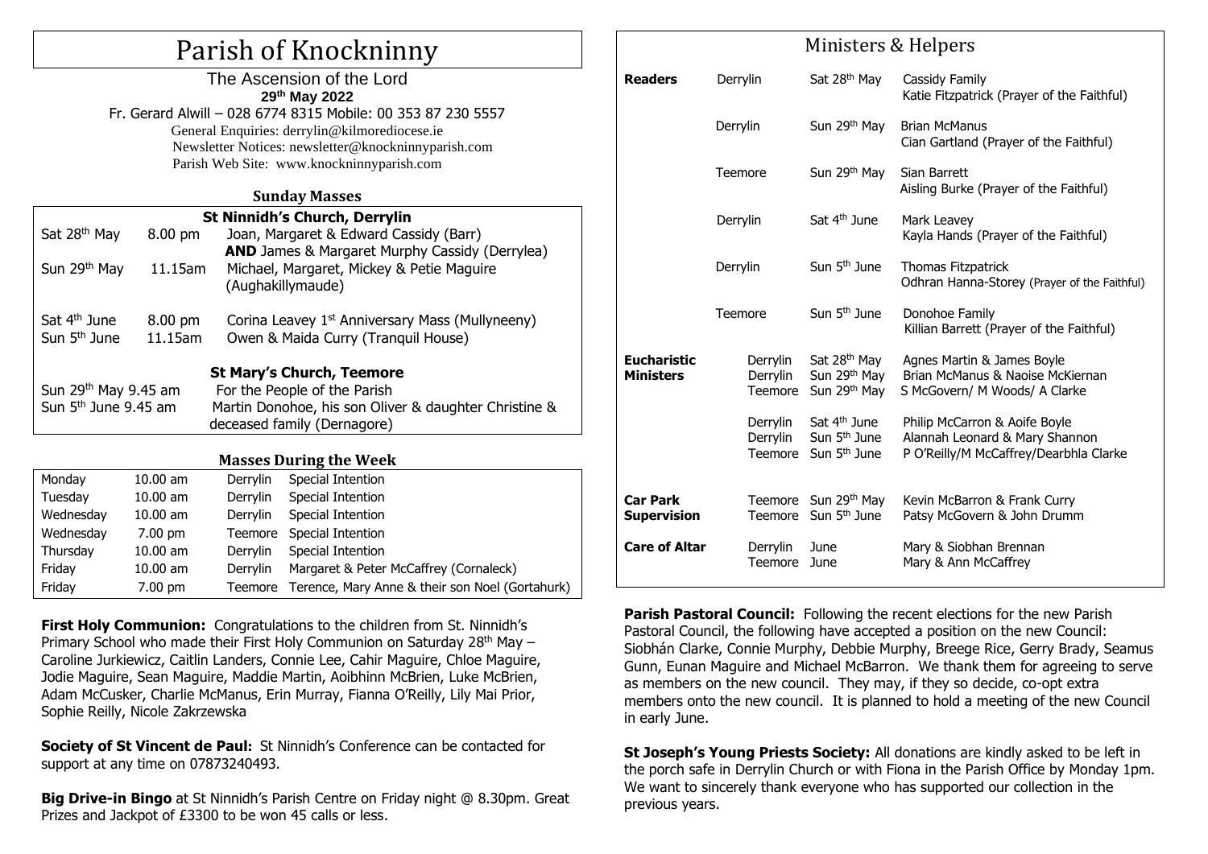# Parish of Knockninny

The Ascension of the Lord

**29th May 2022**

Fr. Gerard Alwill – 028 6774 8315 Mobile: 00 353 87 230 5557

General Enquiries: derrylin@kilmorediocese.ie

Newsletter Notices: newsletter@knockninnyparish.com

Parish Web Site: www.knockninnyparish.com

## Sunday Masses

**St Ninnidh's Church, Derrylin**

| | | |
|---|---|---|
| Sat 28th May | 8.00 pm | Joan, Margaret & Edward Cassidy (Barr) **AND** James & Margaret Murphy Cassidy (Derrylea) |
| Sun 29th May | 11.15am | Michael, Margaret, Mickey & Petie Maguire (Aughakillymaude) |
| Sat 4th June | 8.00 pm | Corina Leavey 1st Anniversary Mass (Mullyneeny) |
| Sun 5th June | 11.15am | Owen & Maida Curry (Tranquil House) |

**St Mary's Church, Teemore**

| | |
|---|---|
| Sun 29th May 9.45 am | For the People of the Parish |
| Sun 5th June 9.45 am | Martin Donohoe, his son Oliver & daughter Christine & deceased family (Dernagore) |

## Masses During the Week

| | | | |
|---|---|---|---|
| Monday | 10.00 am | Derrylin | Special Intention |
| Tuesday | 10.00 am | Derrylin | Special Intention |
| Wednesday | 10.00 am | Derrylin | Special Intention |
| Wednesday | 7.00 pm | Teemore | Special Intention |
| Thursday | 10.00 am | Derrylin | Special Intention |
| Friday | 10.00 am | Derrylin | Margaret & Peter McCaffrey (Cornaleck) |
| Friday | 7.00 pm | Teemore | Terence, Mary Anne & their son Noel (Gortahurk) |

**First Holy Communion:** Congratulations to the children from St. Ninnidh's Primary School who made their First Holy Communion on Saturday 28th May – Caroline Jurkiewicz, Caitlin Landers, Connie Lee, Cahir Maguire, Chloe Maguire, Jodie Maguire, Sean Maguire, Maddie Martin, Aoibhinn McBrien, Luke McBrien, Adam McCusker, Charlie McManus, Erin Murray, Fianna O'Reilly, Lily Mai Prior, Sophie Reilly, Nicole Zakrzewska

**Society of St Vincent de Paul:** St Ninnidh's Conference can be contacted for support at any time on 07873240493.

**Big Drive-in Bingo** at St Ninnidh's Parish Centre on Friday night @ 8.30pm. Great Prizes and Jackpot of £3300 to be won 45 calls or less.

## Ministers & Helpers

| | | | |
|---|---|---|---|
| **Readers** | Derrylin | Sat 28th May | Cassidy Family<br>Katie Fitzpatrick (Prayer of the Faithful) |
| | Derrylin | Sun 29th May | Brian McManus<br>Cian Gartland (Prayer of the Faithful) |
| | Teemore | Sun 29th May | Sian Barrett<br>Aisling Burke (Prayer of the Faithful) |
| | Derrylin | Sat 4th June | Mark Leavey<br>Kayla Hands (Prayer of the Faithful) |
| | Derrylin | Sun 5th June | Thomas Fitzpatrick<br>Odhran Hanna-Storey (Prayer of the Faithful) |
| | Teemore | Sun 5th June | Donohoe Family<br>Killian Barrett (Prayer of the Faithful) |
| **Eucharistic Ministers** | Derrylin | Sat 28th May | Agnes Martin & James Boyle |
| | Derrylin | Sun 29th May | Brian McManus & Naoise McKiernan |
| | Teemore | Sun 29th May | S McGovern/ M Woods/ A Clarke |
| | Derrylin | Sat 4th June | Philip McCarron & Aoife Boyle |
| | Derrylin | Sun 5th June | Alannah Leonard & Mary Shannon |
| | Teemore | Sun 5th June | P O'Reilly/M McCaffrey/Dearbhla Clarke |
| **Car Park Supervision** | Teemore | Sun 29th May | Kevin McBarron & Frank Curry |
| | Teemore | Sun 5th June | Patsy McGovern & John Drumm |
| **Care of Altar** | Derrylin | June | Mary & Siobhan Brennan |
| | Teemore | June | Mary & Ann McCaffrey |

**Parish Pastoral Council:** Following the recent elections for the new Parish Pastoral Council, the following have accepted a position on the new Council: Siobhán Clarke, Connie Murphy, Debbie Murphy, Breege Rice, Gerry Brady, Seamus Gunn, Eunan Maguire and Michael McBarron. We thank them for agreeing to serve as members on the new council. They may, if they so decide, co-opt extra members onto the new council. It is planned to hold a meeting of the new Council in early June.

**St Joseph's Young Priests Society:** All donations are kindly asked to be left in the porch safe in Derrylin Church or with Fiona in the Parish Office by Monday 1pm. We want to sincerely thank everyone who has supported our collection in the previous years.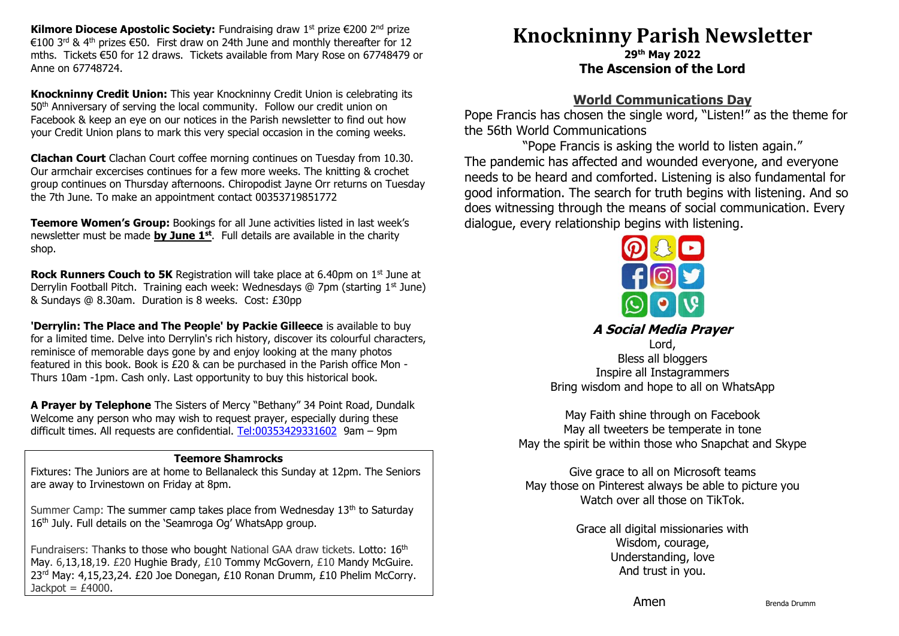**Kilmore Diocese Apostolic Society:** Fundraising draw 1st prize €200 2nd prize €100 3rd & 4th prizes €50. First draw on 24th June and monthly thereafter for 12 mths. Tickets €50 for 12 draws. Tickets available from Mary Rose on 67748479 or Anne on 67748724.

**Knockninny Credit Union:** This year Knockninny Credit Union is celebrating its 50th Anniversary of serving the local community. Follow our credit union on Facebook & keep an eye on our notices in the Parish newsletter to find out how your Credit Union plans to mark this very special occasion in the coming weeks.

**Clachan Court** Clachan Court coffee morning continues on Tuesday from 10.30. Our armchair excercises continues for a few more weeks. The knitting & crochet group continues on Thursday afternoons. Chiropodist Jayne Orr returns on Tuesday the 7th June. To make an appointment contact 00353719851772

**Teemore Women's Group:** Bookings for all June activities listed in last week's newsletter must be made **by June 1st**. Full details are available in the charity shop.

**Rock Runners Couch to 5K** Registration will take place at 6.40pm on 1st June at Derrylin Football Pitch. Training each week: Wednesdays @ 7pm (starting 1st June) & Sundays @ 8.30am. Duration is 8 weeks. Cost: £30pp

**'Derrylin: The Place and The People' by Packie Gilleece** is available to buy for a limited time. Delve into Derrylin's rich history, discover its colourful characters, reminisce of memorable days gone by and enjoy looking at the many photos featured in this book. Book is £20 & can be purchased in the Parish office Mon - Thurs 10am -1pm. Cash only. Last opportunity to buy this historical book.

**A Prayer by Telephone** The Sisters of Mercy "Bethany" 34 Point Road, Dundalk Welcome any person who may wish to request prayer, especially during these difficult times. All requests are confidential. Tel:00353429331602 9am – 9pm

**Teemore Shamrocks**

Fixtures: The Juniors are at home to Bellanaleck this Sunday at 12pm. The Seniors are away to Irvinestown on Friday at 8pm.

Summer Camp: The summer camp takes place from Wednesday 13th to Saturday 16th July. Full details on the 'Seamroga Og' WhatsApp group.

Fundraisers: Thanks to those who bought National GAA draw tickets. Lotto: 16th May. 6,13,18,19. £20 Hughie Brady, £10 Tommy McGovern, £10 Mandy McGuire. 23rd May: 4,15,23,24. £20 Joe Donegan, £10 Ronan Drumm, £10 Phelim McCorry. Jackpot = £4000.

# Knockninny Parish Newsletter

**29th May 2022**

**The Ascension of the Lord**

## World Communications Day

Pope Francis has chosen the single word, "Listen!" as the theme for the 56th World Communications

"Pope Francis is asking the world to listen again."

The pandemic has affected and wounded everyone, and everyone needs to be heard and comforted. Listening is also fundamental for good information. The search for truth begins with listening. And so does witnessing through the means of social communication. Every dialogue, every relationship begins with listening.

### *A Social Media Prayer*

Lord,
Bless all bloggers
Inspire all Instagrammers
Bring wisdom and hope to all on WhatsApp

May Faith shine through on Facebook
May all tweeters be temperate in tone
May the spirit be within those who Snapchat and Skype

Give grace to all on Microsoft teams
May those on Pinterest always be able to picture you
Watch over all those on TikTok.

Grace all digital missionaries with
Wisdom, courage,
Understanding, love
And trust in you.

Amen

Brenda Drumm